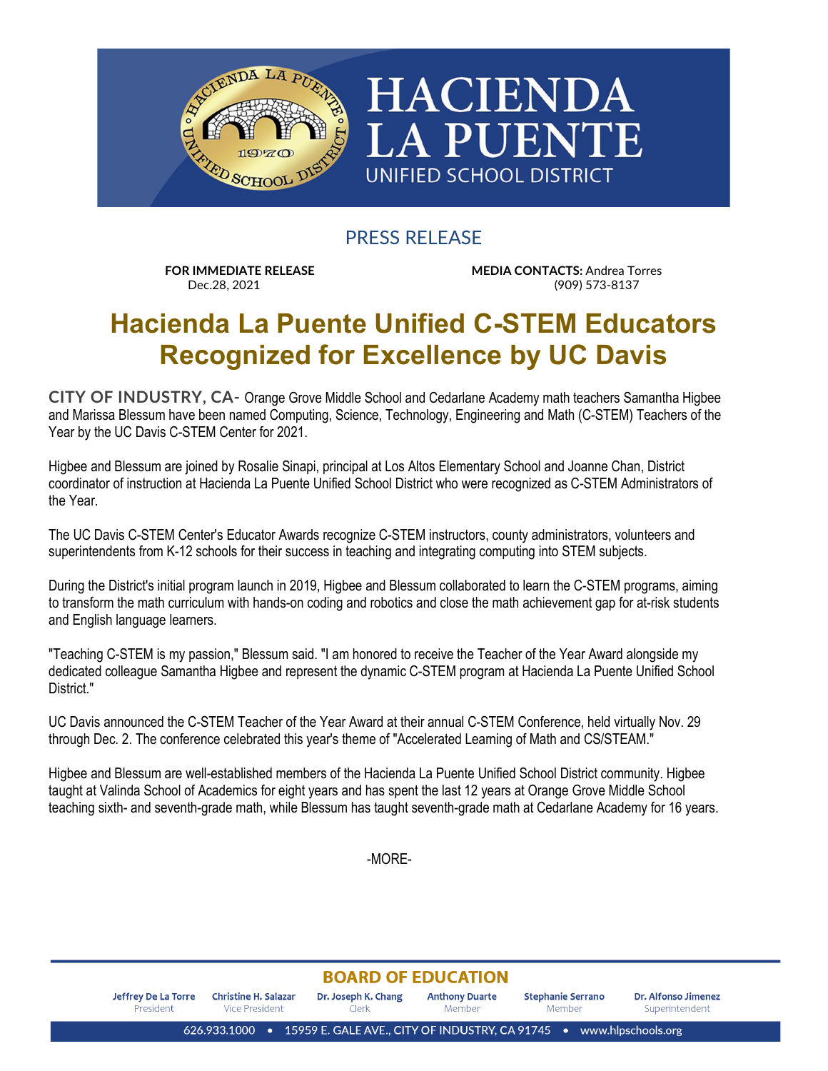# HACIENDA LA PUENTE

UNIFIED SCHOOL DISTRICT

PRESS RELEASE

**FOR IMMEDIATE RELEASE**
Dec.28, 2021

**MEDIA CONTACTS:** Andrea Torres
(909) 573-8137

# Hacienda La Puente Unified C-STEM Educators Recognized for Excellence by UC Davis

**CITY OF INDUSTRY, CA-** Orange Grove Middle School and Cedarlane Academy math teachers Samantha Higbee and Marissa Blessum have been named Computing, Science, Technology, Engineering and Math (C-STEM) Teachers of the Year by the UC Davis C-STEM Center for 2021.

Higbee and Blessum are joined by Rosalie Sinapi, principal at Los Altos Elementary School and Joanne Chan, District coordinator of instruction at Hacienda La Puente Unified School District who were recognized as C-STEM Administrators of the Year.

The UC Davis C-STEM Center's Educator Awards recognize C-STEM instructors, county administrators, volunteers and superintendents from K-12 schools for their success in teaching and integrating computing into STEM subjects.

During the District's initial program launch in 2019, Higbee and Blessum collaborated to learn the C-STEM programs, aiming to transform the math curriculum with hands-on coding and robotics and close the math achievement gap for at-risk students and English language learners.

"Teaching C-STEM is my passion," Blessum said. "I am honored to receive the Teacher of the Year Award alongside my dedicated colleague Samantha Higbee and represent the dynamic C-STEM program at Hacienda La Puente Unified School District."

UC Davis announced the C-STEM Teacher of the Year Award at their annual C-STEM Conference, held virtually Nov. 29 through Dec. 2. The conference celebrated this year's theme of "Accelerated Learning of Math and CS/STEAM."

Higbee and Blessum are well-established members of the Hacienda La Puente Unified School District community. Higbee taught at Valinda School of Academics for eight years and has spent the last 12 years at Orange Grove Middle School teaching sixth- and seventh-grade math, while Blessum has taught seventh-grade math at Cedarlane Academy for 16 years.

-MORE-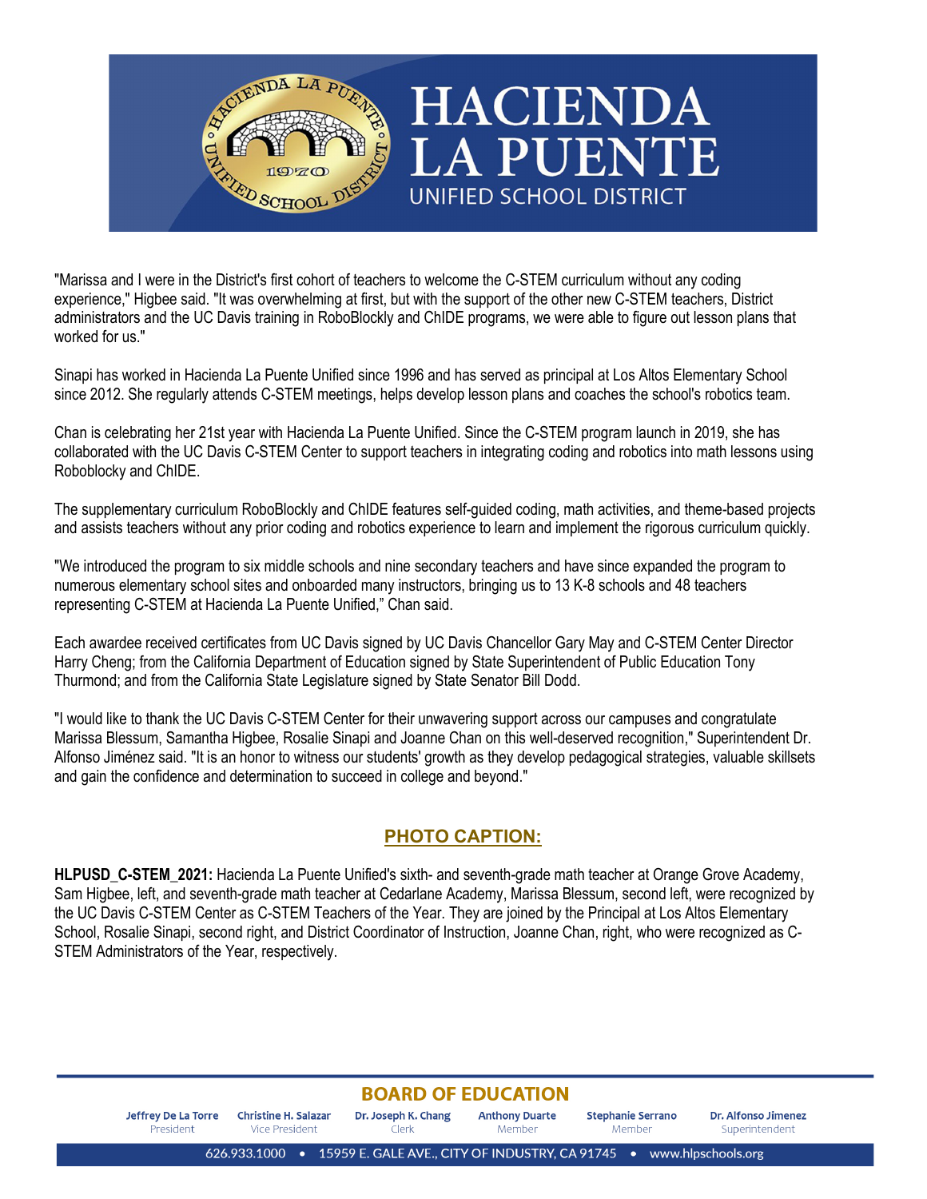"Marissa and I were in the District's first cohort of teachers to welcome the C-STEM curriculum without any coding experience," Higbee said. "It was overwhelming at first, but with the support of the other new C-STEM teachers, District administrators and the UC Davis training in RoboBlockly and ChIDE programs, we were able to figure out lesson plans that worked for us."

Sinapi has worked in Hacienda La Puente Unified since 1996 and has served as principal at Los Altos Elementary School since 2012. She regularly attends C-STEM meetings, helps develop lesson plans and coaches the school's robotics team.

Chan is celebrating her 21st year with Hacienda La Puente Unified. Since the C-STEM program launch in 2019, she has collaborated with the UC Davis C-STEM Center to support teachers in integrating coding and robotics into math lessons using Roboblocky and ChIDE.

The supplementary curriculum RoboBlockly and ChIDE features self-guided coding, math activities, and theme-based projects and assists teachers without any prior coding and robotics experience to learn and implement the rigorous curriculum quickly.

"We introduced the program to six middle schools and nine secondary teachers and have since expanded the program to numerous elementary school sites and onboarded many instructors, bringing us to 13 K-8 schools and 48 teachers representing C-STEM at Hacienda La Puente Unified," Chan said.

Each awardee received certificates from UC Davis signed by UC Davis Chancellor Gary May and C-STEM Center Director Harry Cheng; from the California Department of Education signed by State Superintendent of Public Education Tony Thurmond; and from the California State Legislature signed by State Senator Bill Dodd.

"I would like to thank the UC Davis C-STEM Center for their unwavering support across our campuses and congratulate Marissa Blessum, Samantha Higbee, Rosalie Sinapi and Joanne Chan on this well-deserved recognition," Superintendent Dr. Alfonso Jiménez said. "It is an honor to witness our students' growth as they develop pedagogical strategies, valuable skillsets and gain the confidence and determination to succeed in college and beyond."

## PHOTO CAPTION:

**HLPUSD_C-STEM_2021:** Hacienda La Puente Unified's sixth- and seventh-grade math teacher at Orange Grove Academy, Sam Higbee, left, and seventh-grade math teacher at Cedarlane Academy, Marissa Blessum, second left, were recognized by the UC Davis C-STEM Center as C-STEM Teachers of the Year. They are joined by the Principal at Los Altos Elementary School, Rosalie Sinapi, second right, and District Coordinator of Instruction, Joanne Chan, right, who were recognized as C-STEM Administrators of the Year, respectively.